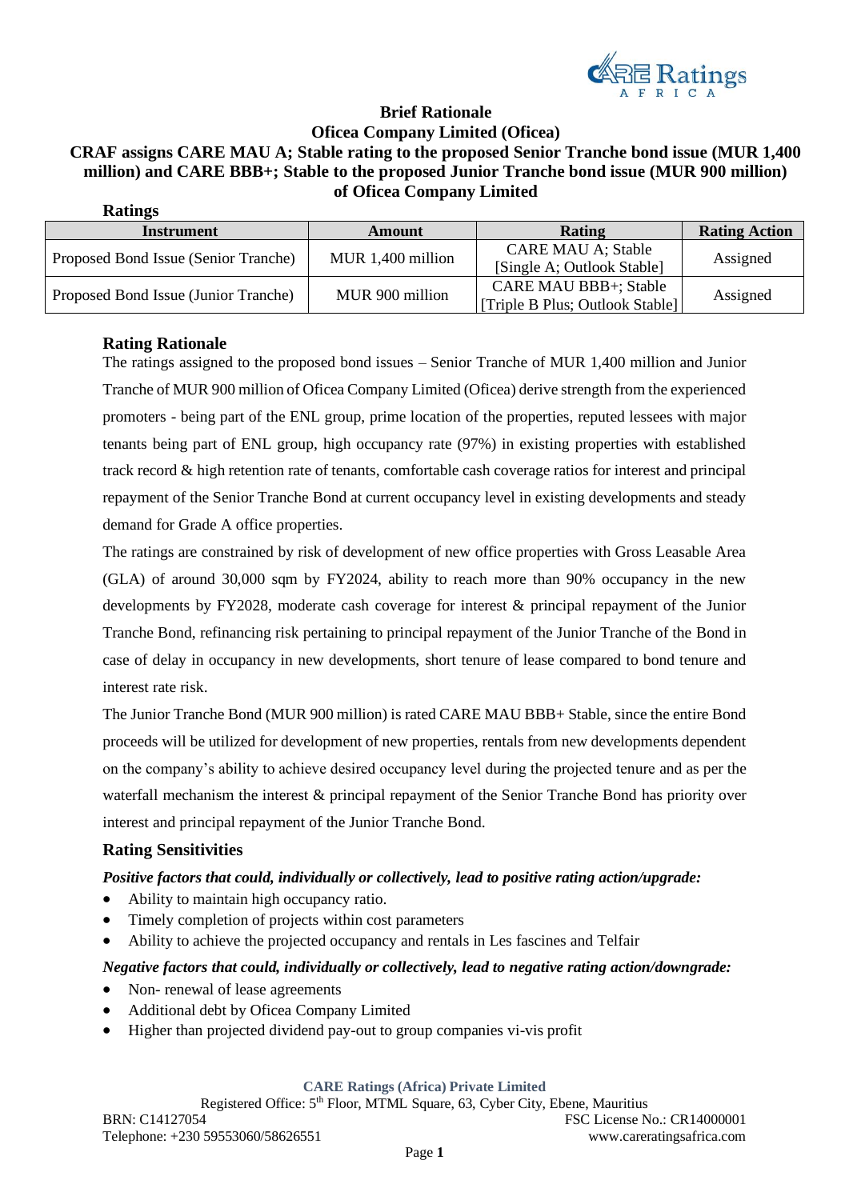**Brief Rationale**

**Oficea Company Limited (Oficea)**

**CRAF assigns CARE MAU A; Stable rating to the proposed Senior Tranche bond issue (MUR 1,400 million) and CARE BBB+; Stable to the proposed Junior Tranche bond issue (MUR 900 million) of Oficea Company Limited**

**Ratings**

| Instrument | Amount | Rating | Rating Action |
|---|---|---|---|
| Proposed Bond Issue (Senior Tranche) | MUR 1,400 million | CARE MAU A; Stable [Single A; Outlook Stable] | Assigned |
| Proposed Bond Issue (Junior Tranche) | MUR 900 million | CARE MAU BBB+; Stable [Triple B Plus; Outlook Stable] | Assigned |

## Rating Rationale

The ratings assigned to the proposed bond issues – Senior Tranche of MUR 1,400 million and Junior Tranche of MUR 900 million of Oficea Company Limited (Oficea) derive strength from the experienced promoters - being part of the ENL group, prime location of the properties, reputed lessees with major tenants being part of ENL group, high occupancy rate (97%) in existing properties with established track record & high retention rate of tenants, comfortable cash coverage ratios for interest and principal repayment of the Senior Tranche Bond at current occupancy level in existing developments and steady demand for Grade A office properties.

The ratings are constrained by risk of development of new office properties with Gross Leasable Area (GLA) of around 30,000 sqm by FY2024, ability to reach more than 90% occupancy in the new developments by FY2028, moderate cash coverage for interest & principal repayment of the Junior Tranche Bond, refinancing risk pertaining to principal repayment of the Junior Tranche of the Bond in case of delay in occupancy in new developments, short tenure of lease compared to bond tenure and interest rate risk.

The Junior Tranche Bond (MUR 900 million) is rated CARE MAU BBB+ Stable, since the entire Bond proceeds will be utilized for development of new properties, rentals from new developments dependent on the company's ability to achieve desired occupancy level during the projected tenure and as per the waterfall mechanism the interest & principal repayment of the Senior Tranche Bond has priority over interest and principal repayment of the Junior Tranche Bond.

## Rating Sensitivities

***Positive factors that could, individually or collectively, lead to positive rating action/upgrade:***

- Ability to maintain high occupancy ratio.
- Timely completion of projects within cost parameters
- Ability to achieve the projected occupancy and rentals in Les fascines and Telfair

***Negative factors that could, individually or collectively, lead to negative rating action/downgrade:***

- Non- renewal of lease agreements
- Additional debt by Oficea Company Limited
- Higher than projected dividend pay-out to group companies vi-vis profit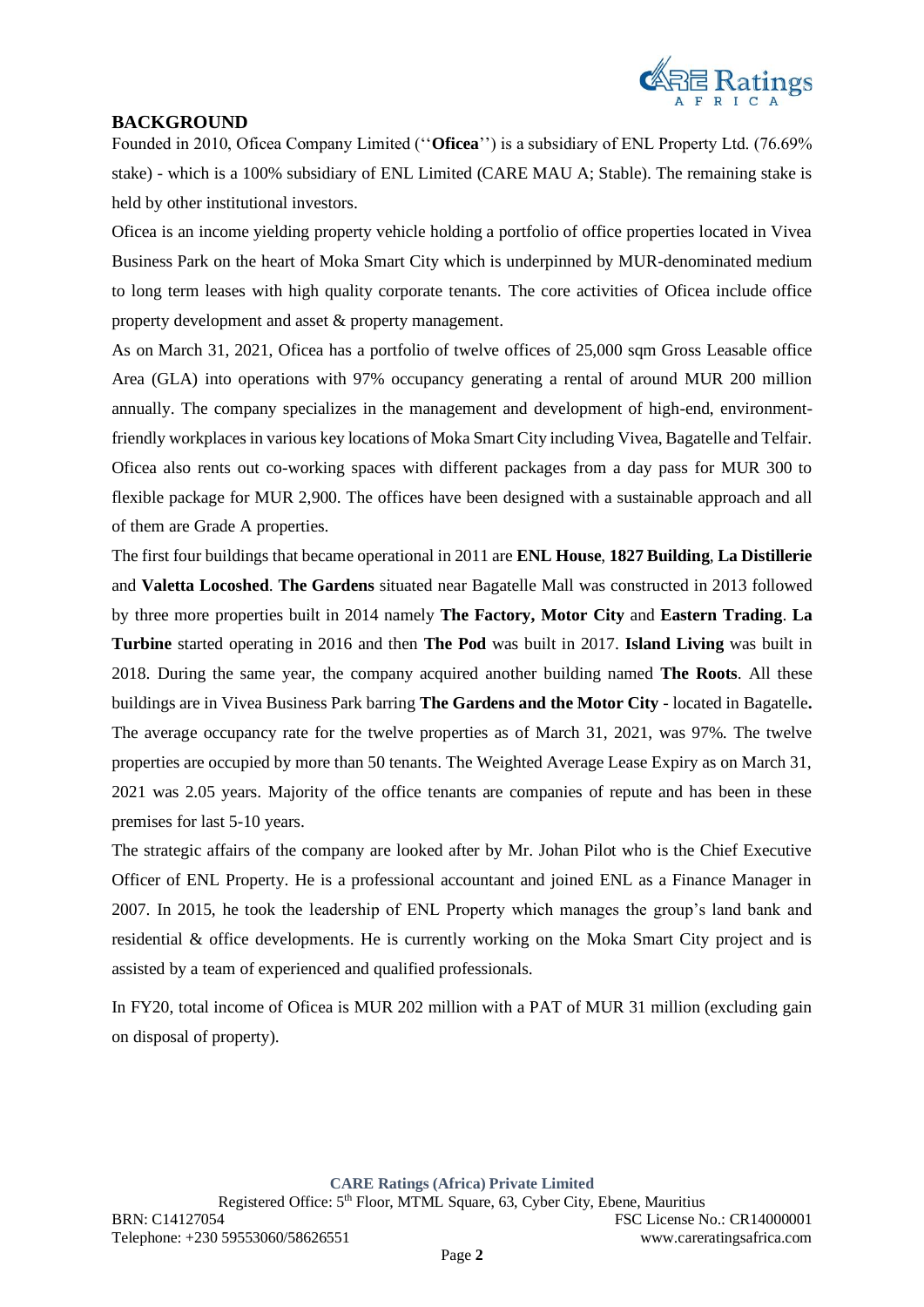## BACKGROUND

Founded in 2010, Oficea Company Limited (''**Oficea**'') is a subsidiary of ENL Property Ltd. (76.69% stake) - which is a 100% subsidiary of ENL Limited (CARE MAU A; Stable). The remaining stake is held by other institutional investors.

Oficea is an income yielding property vehicle holding a portfolio of office properties located in Vivea Business Park on the heart of Moka Smart City which is underpinned by MUR-denominated medium to long term leases with high quality corporate tenants. The core activities of Oficea include office property development and asset & property management.

As on March 31, 2021, Oficea has a portfolio of twelve offices of 25,000 sqm Gross Leasable office Area (GLA) into operations with 97% occupancy generating a rental of around MUR 200 million annually. The company specializes in the management and development of high-end, environment-friendly workplaces in various key locations of Moka Smart City including Vivea, Bagatelle and Telfair. Oficea also rents out co-working spaces with different packages from a day pass for MUR 300 to flexible package for MUR 2,900. The offices have been designed with a sustainable approach and all of them are Grade A properties.

The first four buildings that became operational in 2011 are **ENL House**, **1827 Building**, **La Distillerie** and **Valetta Locoshed**. **The Gardens** situated near Bagatelle Mall was constructed in 2013 followed by three more properties built in 2014 namely **The Factory, Motor City** and **Eastern Trading**. **La Turbine** started operating in 2016 and then **The Pod** was built in 2017. **Island Living** was built in 2018. During the same year, the company acquired another building named **The Roots**. All these buildings are in Vivea Business Park barring **The Gardens and the Motor City** - located in Bagatelle**.** The average occupancy rate for the twelve properties as of March 31, 2021, was 97%. The twelve properties are occupied by more than 50 tenants. The Weighted Average Lease Expiry as on March 31, 2021 was 2.05 years. Majority of the office tenants are companies of repute and has been in these premises for last 5-10 years.

The strategic affairs of the company are looked after by Mr. Johan Pilot who is the Chief Executive Officer of ENL Property. He is a professional accountant and joined ENL as a Finance Manager in 2007. In 2015, he took the leadership of ENL Property which manages the group's land bank and residential & office developments. He is currently working on the Moka Smart City project and is assisted by a team of experienced and qualified professionals.

In FY20, total income of Oficea is MUR 202 million with a PAT of MUR 31 million (excluding gain on disposal of property).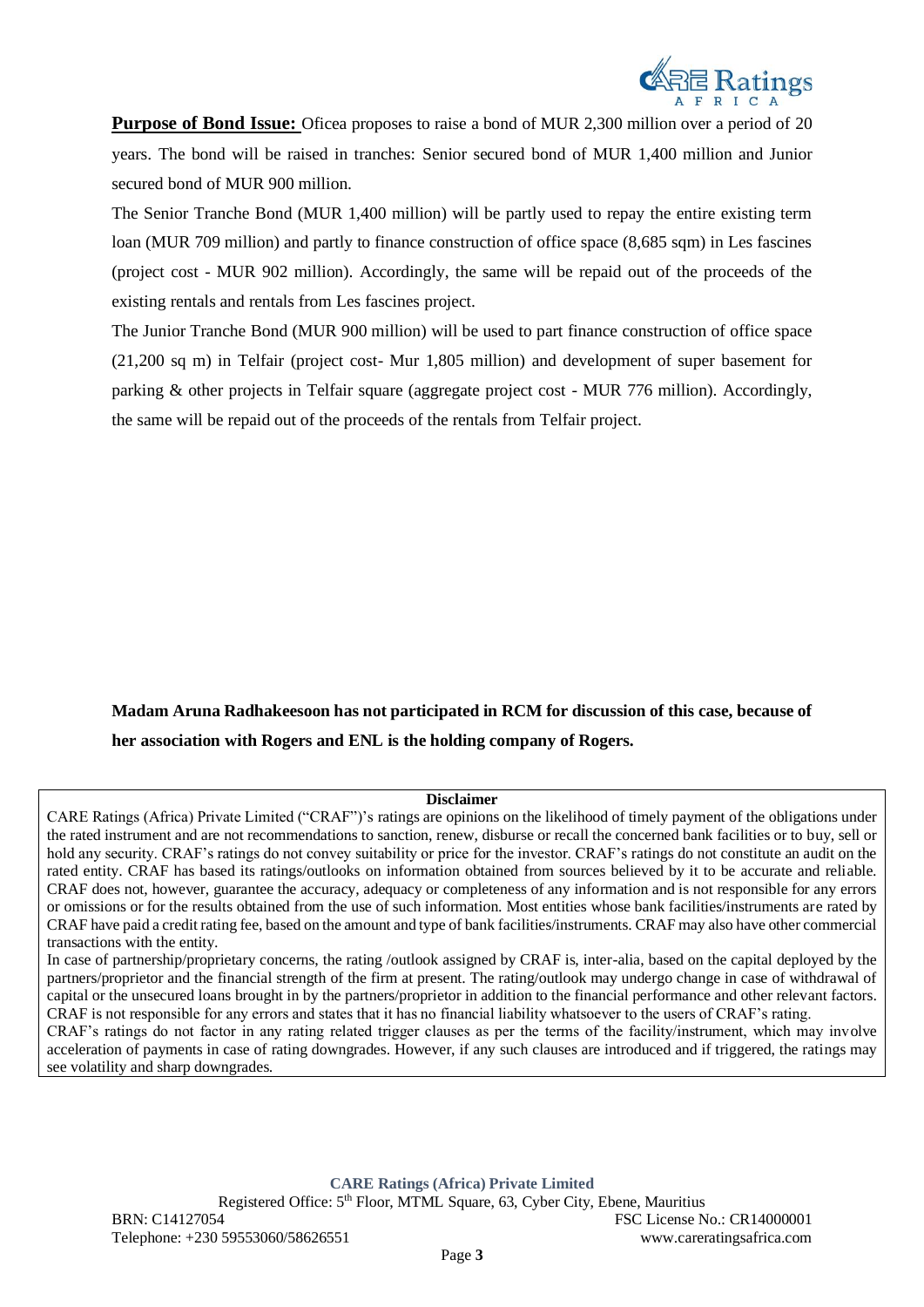**Purpose of Bond Issue:** Oficea proposes to raise a bond of MUR 2,300 million over a period of 20 years. The bond will be raised in tranches: Senior secured bond of MUR 1,400 million and Junior secured bond of MUR 900 million.

The Senior Tranche Bond (MUR 1,400 million) will be partly used to repay the entire existing term loan (MUR 709 million) and partly to finance construction of office space (8,685 sqm) in Les fascines (project cost - MUR 902 million). Accordingly, the same will be repaid out of the proceeds of the existing rentals and rentals from Les fascines project.

The Junior Tranche Bond (MUR 900 million) will be used to part finance construction of office space (21,200 sq m) in Telfair (project cost- Mur 1,805 million) and development of super basement for parking & other projects in Telfair square (aggregate project cost - MUR 776 million). Accordingly, the same will be repaid out of the proceeds of the rentals from Telfair project.

**Madam Aruna Radhakeesoon has not participated in RCM for discussion of this case, because of her association with Rogers and ENL is the holding company of Rogers.**

**Disclaimer**

CARE Ratings (Africa) Private Limited ("CRAF")'s ratings are opinions on the likelihood of timely payment of the obligations under the rated instrument and are not recommendations to sanction, renew, disburse or recall the concerned bank facilities or to buy, sell or hold any security. CRAF's ratings do not convey suitability or price for the investor. CRAF's ratings do not constitute an audit on the rated entity. CRAF has based its ratings/outlooks on information obtained from sources believed by it to be accurate and reliable. CRAF does not, however, guarantee the accuracy, adequacy or completeness of any information and is not responsible for any errors or omissions or for the results obtained from the use of such information. Most entities whose bank facilities/instruments are rated by CRAF have paid a credit rating fee, based on the amount and type of bank facilities/instruments. CRAF may also have other commercial transactions with the entity.

In case of partnership/proprietary concerns, the rating /outlook assigned by CRAF is, inter-alia, based on the capital deployed by the partners/proprietor and the financial strength of the firm at present. The rating/outlook may undergo change in case of withdrawal of capital or the unsecured loans brought in by the partners/proprietor in addition to the financial performance and other relevant factors. CRAF is not responsible for any errors and states that it has no financial liability whatsoever to the users of CRAF's rating.

CRAF's ratings do not factor in any rating related trigger clauses as per the terms of the facility/instrument, which may involve acceleration of payments in case of rating downgrades. However, if any such clauses are introduced and if triggered, the ratings may see volatility and sharp downgrades.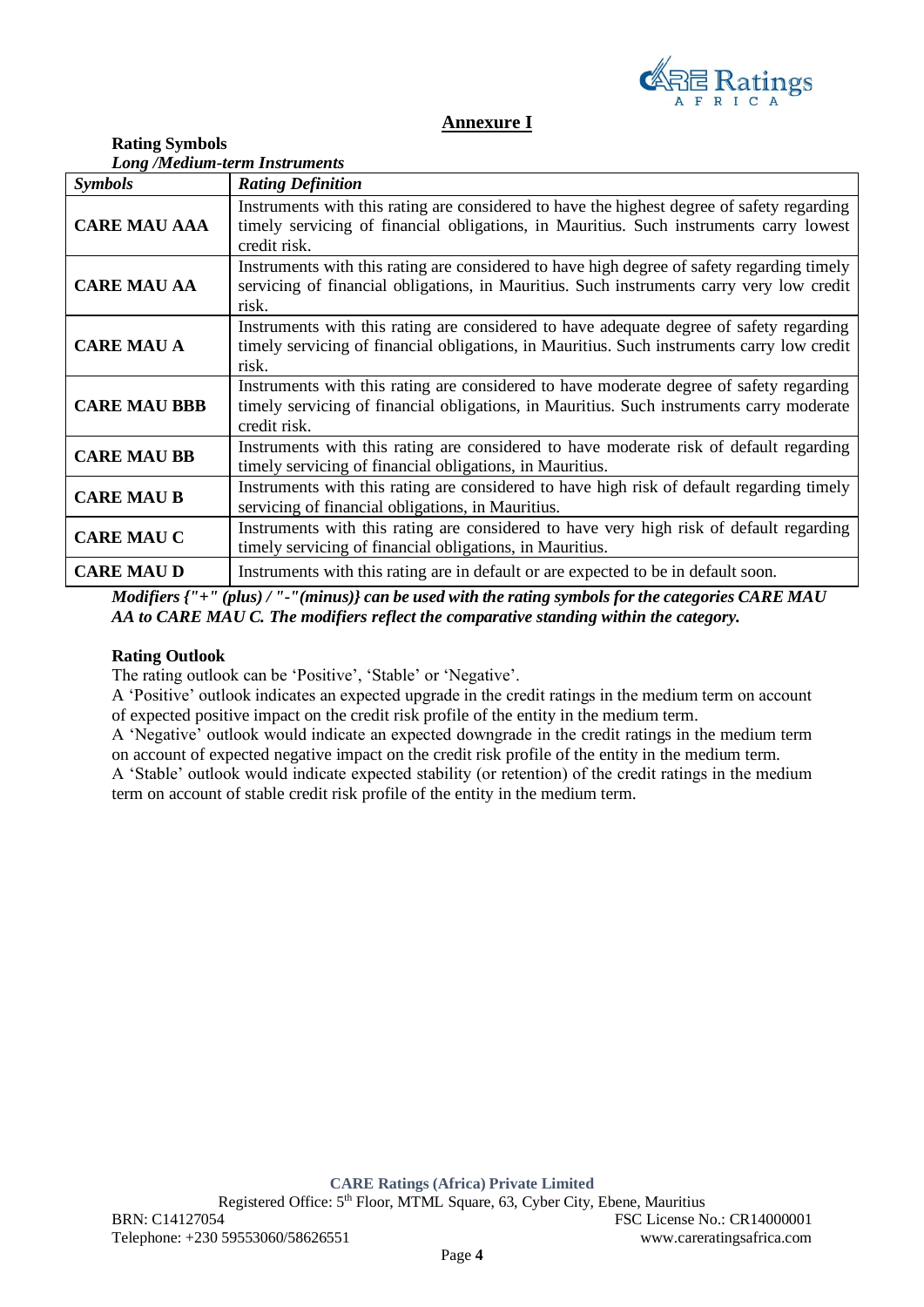## Annexure I

**Rating Symbols**

***Long /Medium-term Instruments***

| ***Symbols*** | ***Rating Definition*** |
|---|---|
| **CARE MAU AAA** | Instruments with this rating are considered to have the highest degree of safety regarding timely servicing of financial obligations, in Mauritius. Such instruments carry lowest credit risk. |
| **CARE MAU AA** | Instruments with this rating are considered to have high degree of safety regarding timely servicing of financial obligations, in Mauritius. Such instruments carry very low credit risk. |
| **CARE MAU A** | Instruments with this rating are considered to have adequate degree of safety regarding timely servicing of financial obligations, in Mauritius. Such instruments carry low credit risk. |
| **CARE MAU BBB** | Instruments with this rating are considered to have moderate degree of safety regarding timely servicing of financial obligations, in Mauritius. Such instruments carry moderate credit risk. |
| **CARE MAU BB** | Instruments with this rating are considered to have moderate risk of default regarding timely servicing of financial obligations, in Mauritius. |
| **CARE MAU B** | Instruments with this rating are considered to have high risk of default regarding timely servicing of financial obligations, in Mauritius. |
| **CARE MAU C** | Instruments with this rating are considered to have very high risk of default regarding timely servicing of financial obligations, in Mauritius. |
| **CARE MAU D** | Instruments with this rating are in default or are expected to be in default soon. |

***Modifiers {"+" (plus) / "-"(minus)} can be used with the rating symbols for the categories CARE MAU AA to CARE MAU C. The modifiers reflect the comparative standing within the category.***

**Rating Outlook**

The rating outlook can be 'Positive', 'Stable' or 'Negative'.

A 'Positive' outlook indicates an expected upgrade in the credit ratings in the medium term on account of expected positive impact on the credit risk profile of the entity in the medium term.

A 'Negative' outlook would indicate an expected downgrade in the credit ratings in the medium term on account of expected negative impact on the credit risk profile of the entity in the medium term.

A 'Stable' outlook would indicate expected stability (or retention) of the credit ratings in the medium term on account of stable credit risk profile of the entity in the medium term.

**CARE Ratings (Africa) Private Limited**

Registered Office: 5th Floor, MTML Square, 63, Cyber City, Ebene, Mauritius

BRN: C14127054 FSC License No.: CR14000001

Telephone: +230 59553060/58626551 www.careratingsafrica.com